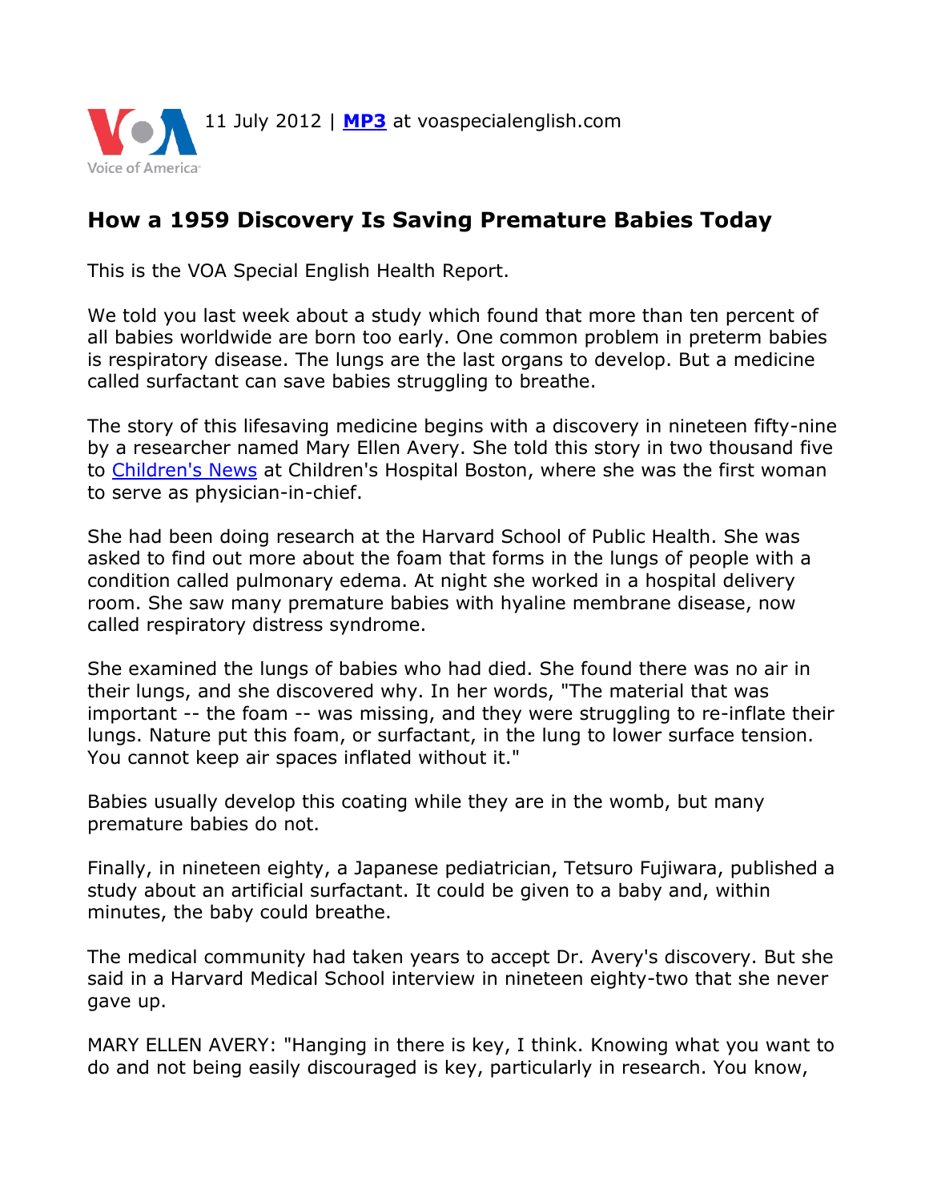11 July 2012 | **MP3** at voaspecialenglish.com

## How a 1959 Discovery Is Saving Premature Babies Today

This is the VOA Special English Health Report.

We told you last week about a study which found that more than ten percent of all babies worldwide are born too early. One common problem in preterm babies is respiratory disease. The lungs are the last organs to develop. But a medicine called surfactant can save babies struggling to breathe.

The story of this lifesaving medicine begins with a discovery in nineteen fifty-nine by a researcher named Mary Ellen Avery. She told this story in two thousand five to Children's News at Children's Hospital Boston, where she was the first woman to serve as physician-in-chief.

She had been doing research at the Harvard School of Public Health. She was asked to find out more about the foam that forms in the lungs of people with a condition called pulmonary edema. At night she worked in a hospital delivery room. She saw many premature babies with hyaline membrane disease, now called respiratory distress syndrome.

She examined the lungs of babies who had died. She found there was no air in their lungs, and she discovered why. In her words, "The material that was important -- the foam -- was missing, and they were struggling to re-inflate their lungs. Nature put this foam, or surfactant, in the lung to lower surface tension. You cannot keep air spaces inflated without it."

Babies usually develop this coating while they are in the womb, but many premature babies do not.

Finally, in nineteen eighty, a Japanese pediatrician, Tetsuro Fujiwara, published a study about an artificial surfactant. It could be given to a baby and, within minutes, the baby could breathe.

The medical community had taken years to accept Dr. Avery's discovery. But she said in a Harvard Medical School interview in nineteen eighty-two that she never gave up.

MARY ELLEN AVERY: "Hanging in there is key, I think. Knowing what you want to do and not being easily discouraged is key, particularly in research. You know,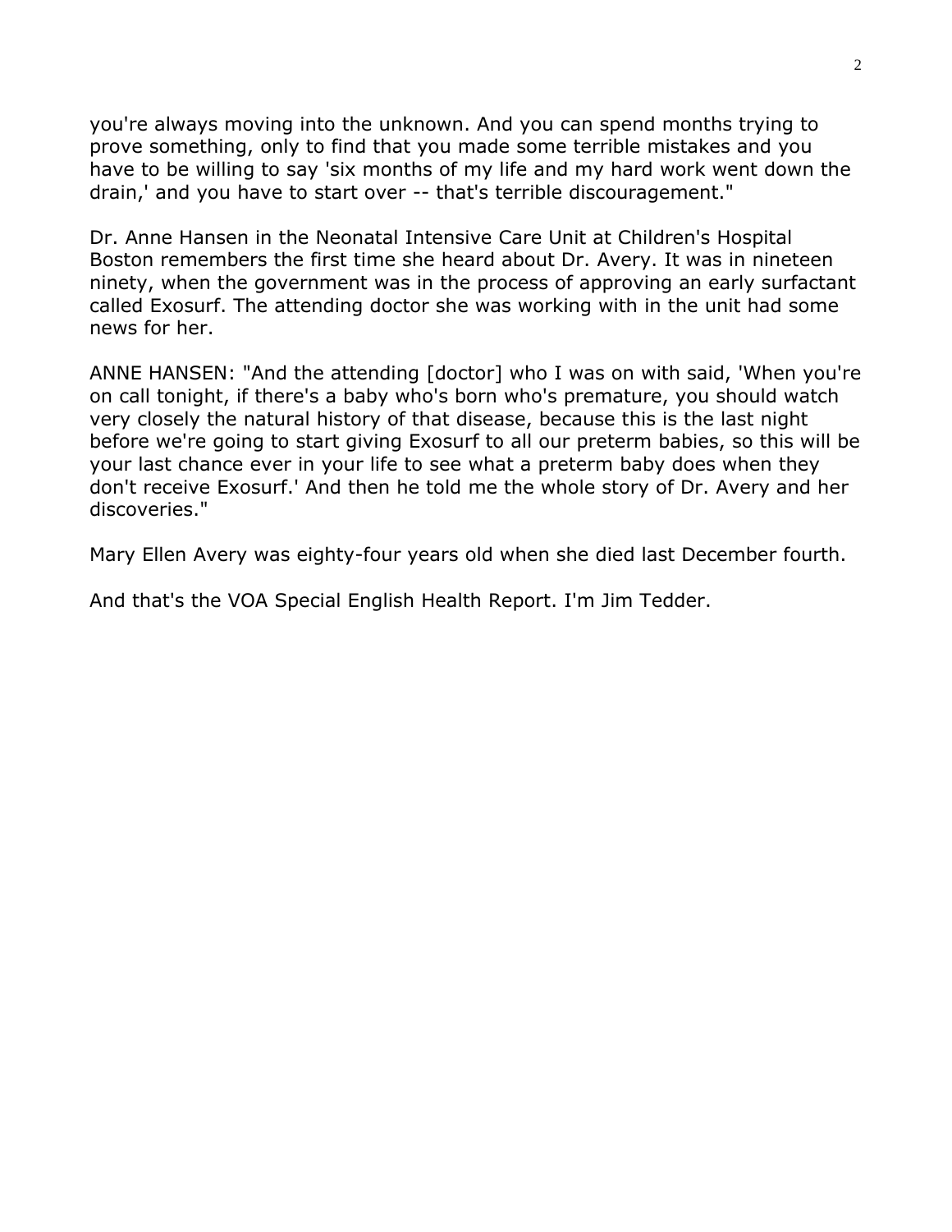you're always moving into the unknown. And you can spend months trying to prove something, only to find that you made some terrible mistakes and you have to be willing to say 'six months of my life and my hard work went down the drain,' and you have to start over -- that's terrible discouragement."

Dr. Anne Hansen in the Neonatal Intensive Care Unit at Children's Hospital Boston remembers the first time she heard about Dr. Avery. It was in nineteen ninety, when the government was in the process of approving an early surfactant called Exosurf. The attending doctor she was working with in the unit had some news for her.

ANNE HANSEN: "And the attending [doctor] who I was on with said, 'When you're on call tonight, if there's a baby who's born who's premature, you should watch very closely the natural history of that disease, because this is the last night before we're going to start giving Exosurf to all our preterm babies, so this will be your last chance ever in your life to see what a preterm baby does when they don't receive Exosurf.' And then he told me the whole story of Dr. Avery and her discoveries."

Mary Ellen Avery was eighty-four years old when she died last December fourth.

And that's the VOA Special English Health Report. I'm Jim Tedder.